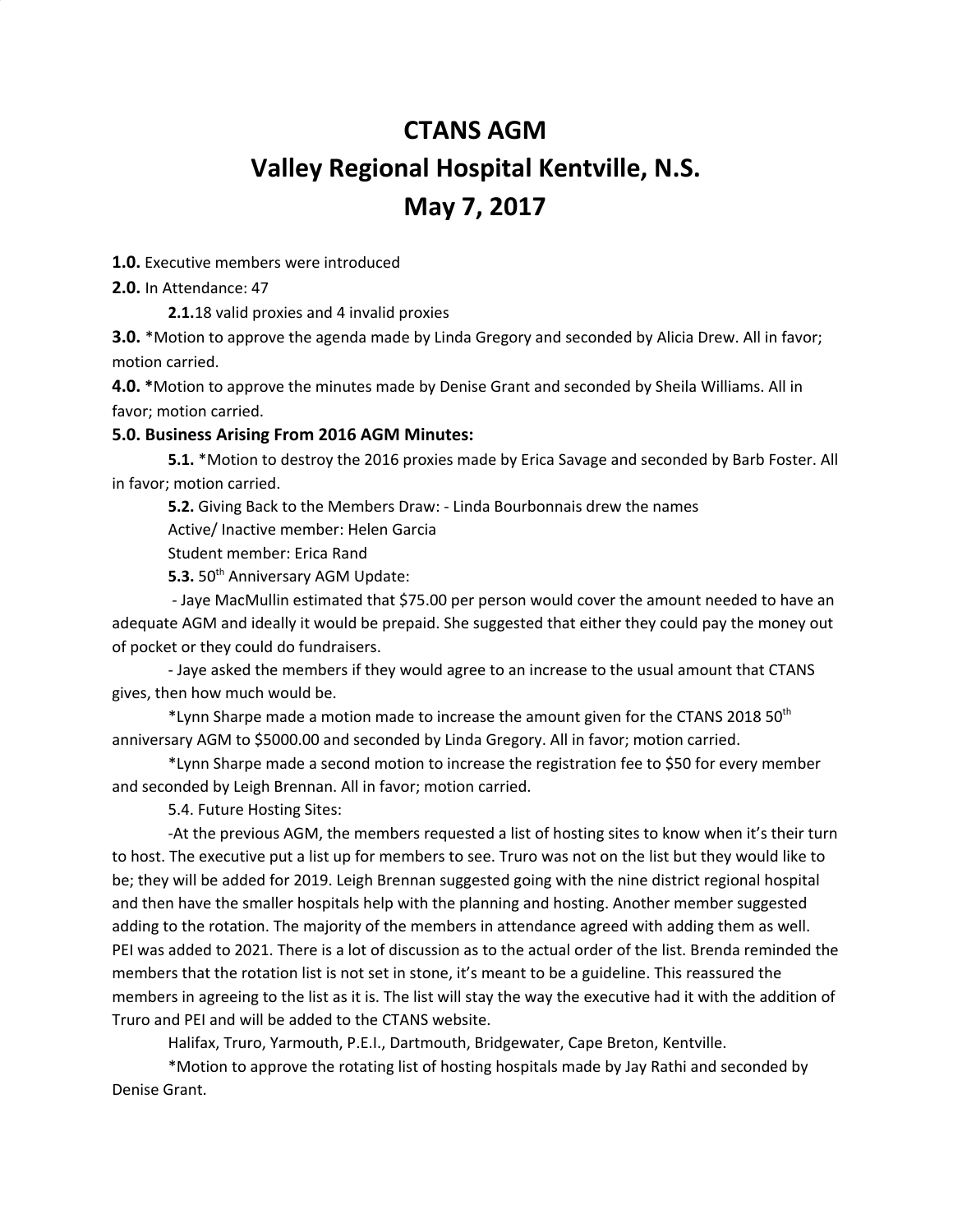# CTANS AGM
# Valley Regional Hospital Kentville, N.S.
# May 7, 2017

**1.0.** Executive members were introduced

**2.0.** In Attendance: 47

**2.1.**18 valid proxies and 4 invalid proxies

**3.0.** *Motion to approve the agenda made by Linda Gregory and seconded by Alicia Drew. All in favor; motion carried.

**4.0. ***Motion to approve the minutes made by Denise Grant and seconded by Sheila Williams. All in favor; motion carried.

**5.0. Business Arising From 2016 AGM Minutes:**

**5.1.** *Motion to destroy the 2016 proxies made by Erica Savage and seconded by Barb Foster. All in favor; motion carried.

**5.2.** Giving Back to the Members Draw: - Linda Bourbonnais drew the names

Active/ Inactive member: Helen Garcia

Student member: Erica Rand

**5.3.** 50th Anniversary AGM Update:

- Jaye MacMullin estimated that $75.00 per person would cover the amount needed to have an adequate AGM and ideally it would be prepaid. She suggested that either they could pay the money out of pocket or they could do fundraisers.

- Jaye asked the members if they would agree to an increase to the usual amount that CTANS gives, then how much would be.

*Lynn Sharpe made a motion made to increase the amount given for the CTANS 2018 50th anniversary AGM to $5000.00 and seconded by Linda Gregory. All in favor; motion carried.

*Lynn Sharpe made a second motion to increase the registration fee to $50 for every member and seconded by Leigh Brennan. All in favor; motion carried.

5.4. Future Hosting Sites:

-At the previous AGM, the members requested a list of hosting sites to know when it's their turn to host. The executive put a list up for members to see. Truro was not on the list but they would like to be; they will be added for 2019. Leigh Brennan suggested going with the nine district regional hospital and then have the smaller hospitals help with the planning and hosting. Another member suggested adding to the rotation. The majority of the members in attendance agreed with adding them as well. PEI was added to 2021. There is a lot of discussion as to the actual order of the list. Brenda reminded the members that the rotation list is not set in stone, it's meant to be a guideline. This reassured the members in agreeing to the list as it is. The list will stay the way the executive had it with the addition of Truro and PEI and will be added to the CTANS website.

Halifax, Truro, Yarmouth, P.E.I., Dartmouth, Bridgewater, Cape Breton, Kentville.

*Motion to approve the rotating list of hosting hospitals made by Jay Rathi and seconded by Denise Grant.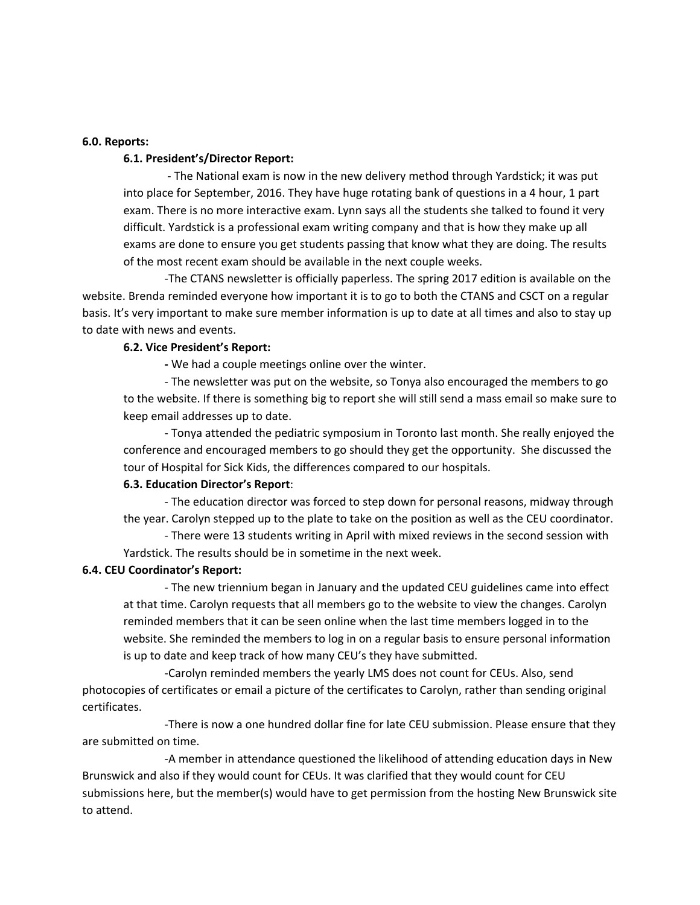**6.0. Reports:**

**6.1. President's/Director Report:**

- The National exam is now in the new delivery method through Yardstick; it was put into place for September, 2016. They have huge rotating bank of questions in a 4 hour, 1 part exam. There is no more interactive exam. Lynn says all the students she talked to found it very difficult. Yardstick is a professional exam writing company and that is how they make up all exams are done to ensure you get students passing that know what they are doing. The results of the most recent exam should be available in the next couple weeks.

-The CTANS newsletter is officially paperless. The spring 2017 edition is available on the website. Brenda reminded everyone how important it is to go to both the CTANS and CSCT on a regular basis. It's very important to make sure member information is up to date at all times and also to stay up to date with news and events.

**6.2. Vice President's Report:**

- We had a couple meetings online over the winter.
- The newsletter was put on the website, so Tonya also encouraged the members to go to the website. If there is something big to report she will still send a mass email so make sure to keep email addresses up to date.
- Tonya attended the pediatric symposium in Toronto last month. She really enjoyed the conference and encouraged members to go should they get the opportunity. She discussed the tour of Hospital for Sick Kids, the differences compared to our hospitals.

**6.3. Education Director's Report**:

- The education director was forced to step down for personal reasons, midway through the year. Carolyn stepped up to the plate to take on the position as well as the CEU coordinator.
- There were 13 students writing in April with mixed reviews in the second session with Yardstick. The results should be in sometime in the next week.

**6.4. CEU Coordinator's Report:**

- The new triennium began in January and the updated CEU guidelines came into effect at that time. Carolyn requests that all members go to the website to view the changes. Carolyn reminded members that it can be seen online when the last time members logged in to the website. She reminded the members to log in on a regular basis to ensure personal information is up to date and keep track of how many CEU's they have submitted.

-Carolyn reminded members the yearly LMS does not count for CEUs. Also, send photocopies of certificates or email a picture of the certificates to Carolyn, rather than sending original certificates.

-There is now a one hundred dollar fine for late CEU submission. Please ensure that they are submitted on time.

-A member in attendance questioned the likelihood of attending education days in New Brunswick and also if they would count for CEUs. It was clarified that they would count for CEU submissions here, but the member(s) would have to get permission from the hosting New Brunswick site to attend.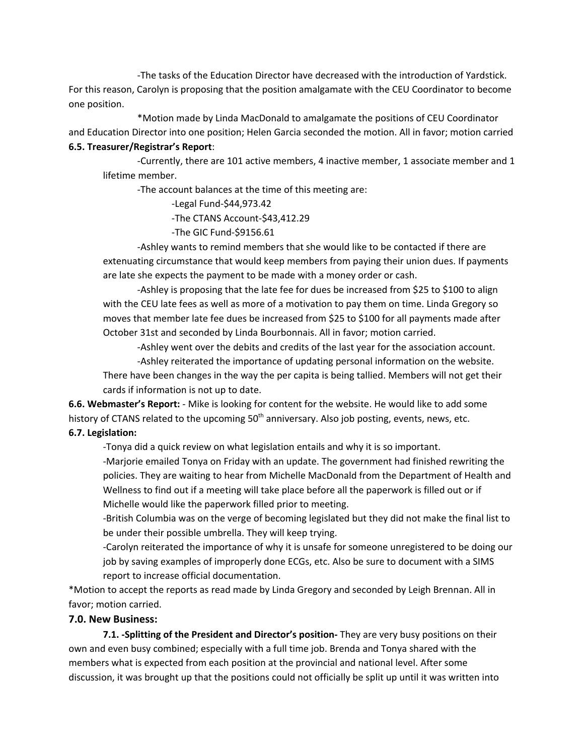-The tasks of the Education Director have decreased with the introduction of Yardstick. For this reason, Carolyn is proposing that the position amalgamate with the CEU Coordinator to become one position.

*Motion made by Linda MacDonald to amalgamate the positions of CEU Coordinator and Education Director into one position; Helen Garcia seconded the motion. All in favor; motion carried

**6.5. Treasurer/Registrar's Report**:

-Currently, there are 101 active members, 4 inactive member, 1 associate member and 1 lifetime member.

-The account balances at the time of this meeting are:

-Legal Fund-$44,973.42

-The CTANS Account-$43,412.29

-The GIC Fund-$9156.61

-Ashley wants to remind members that she would like to be contacted if there are extenuating circumstance that would keep members from paying their union dues. If payments are late she expects the payment to be made with a money order or cash.

-Ashley is proposing that the late fee for dues be increased from $25 to $100 to align with the CEU late fees as well as more of a motivation to pay them on time. Linda Gregory so moves that member late fee dues be increased from $25 to $100 for all payments made after October 31st and seconded by Linda Bourbonnais. All in favor; motion carried.

-Ashley went over the debits and credits of the last year for the association account.

-Ashley reiterated the importance of updating personal information on the website. There have been changes in the way the per capita is being tallied. Members will not get their cards if information is not up to date.

**6.6. Webmaster's Report:** - Mike is looking for content for the website. He would like to add some history of CTANS related to the upcoming 50th anniversary. Also job posting, events, news, etc.

**6.7. Legislation:**

-Tonya did a quick review on what legislation entails and why it is so important.

-Marjorie emailed Tonya on Friday with an update. The government had finished rewriting the policies. They are waiting to hear from Michelle MacDonald from the Department of Health and Wellness to find out if a meeting will take place before all the paperwork is filled out or if Michelle would like the paperwork filled prior to meeting.

-British Columbia was on the verge of becoming legislated but they did not make the final list to be under their possible umbrella. They will keep trying.

-Carolyn reiterated the importance of why it is unsafe for someone unregistered to be doing our job by saving examples of improperly done ECGs, etc. Also be sure to document with a SIMS report to increase official documentation.

*Motion to accept the reports as read made by Linda Gregory and seconded by Leigh Brennan. All in favor; motion carried.

## 7.0. New Business:

**7.1. -Splitting of the President and Director's position-** They are very busy positions on their own and even busy combined; especially with a full time job. Brenda and Tonya shared with the members what is expected from each position at the provincial and national level. After some discussion, it was brought up that the positions could not officially be split up until it was written into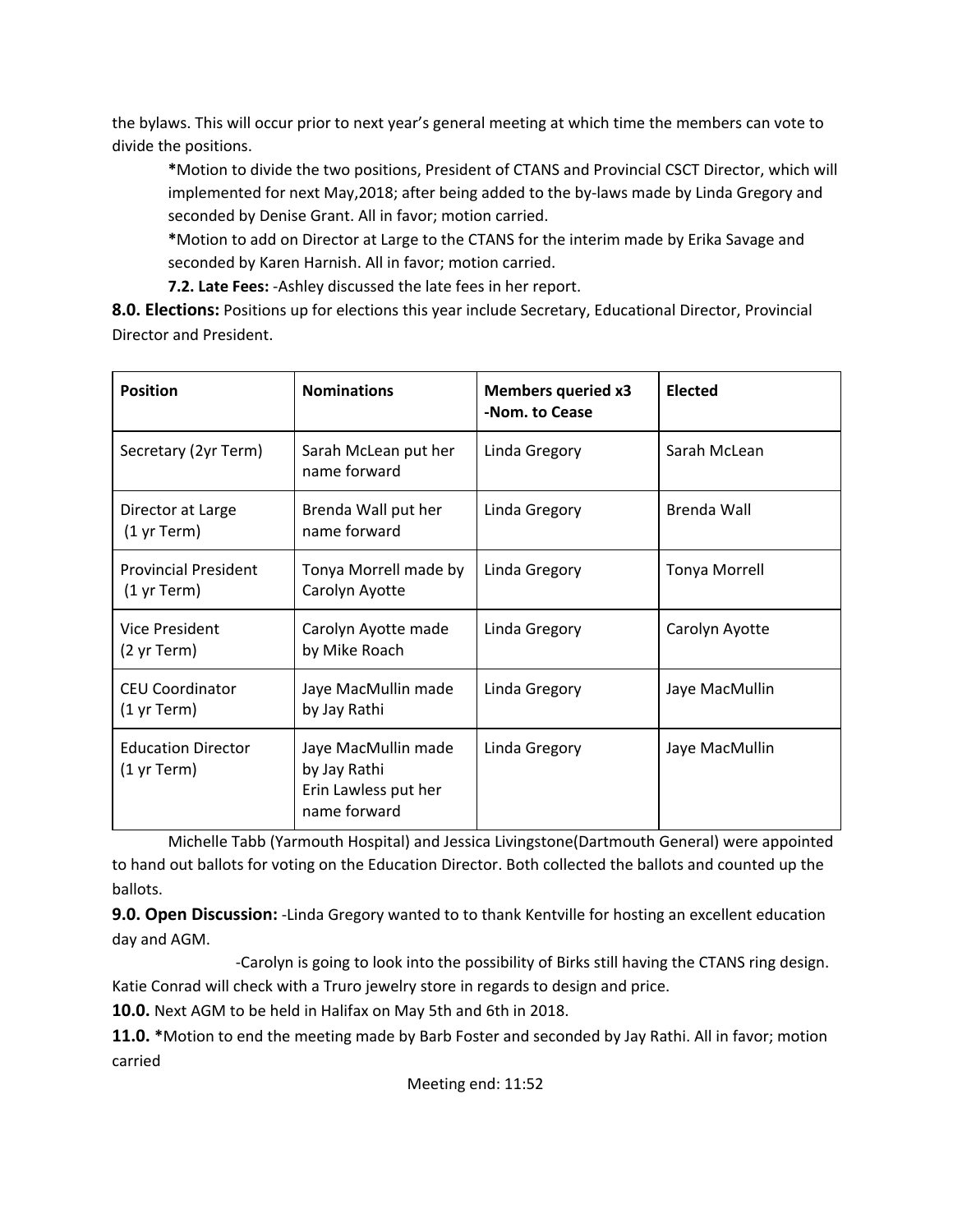the bylaws. This will occur prior to next year's general meeting at which time the members can vote to divide the positions.

*Motion to divide the two positions, President of CTANS and Provincial CSCT Director, which will implemented for next May,2018; after being added to the by-laws made by Linda Gregory and seconded by Denise Grant. All in favor; motion carried.

*Motion to add on Director at Large to the CTANS for the interim made by Erika Savage and seconded by Karen Harnish. All in favor; motion carried.

**7.2. Late Fees:** -Ashley discussed the late fees in her report.

**8.0. Elections:** Positions up for elections this year include Secretary, Educational Director, Provincial Director and President.

| Position | Nominations | Members queried x3 -Nom. to Cease | Elected |
|---|---|---|---|
| Secretary (2yr Term) | Sarah McLean put her name forward | Linda Gregory | Sarah McLean |
| Director at Large (1 yr Term) | Brenda Wall put her name forward | Linda Gregory | Brenda Wall |
| Provincial President (1 yr Term) | Tonya Morrell made by Carolyn Ayotte | Linda Gregory | Tonya Morrell |
| Vice President (2 yr Term) | Carolyn Ayotte made by Mike Roach | Linda Gregory | Carolyn Ayotte |
| CEU Coordinator (1 yr Term) | Jaye MacMullin made by Jay Rathi | Linda Gregory | Jaye MacMullin |
| Education Director (1 yr Term) | Jaye MacMullin made by Jay Rathi Erin Lawless put her name forward | Linda Gregory | Jaye MacMullin |

Michelle Tabb (Yarmouth Hospital) and Jessica Livingstone(Dartmouth General) were appointed to hand out ballots for voting on the Education Director. Both collected the ballots and counted up the ballots.

**9.0. Open Discussion:** -Linda Gregory wanted to to thank Kentville for hosting an excellent education day and AGM.

-Carolyn is going to look into the possibility of Birks still having the CTANS ring design. Katie Conrad will check with a Truro jewelry store in regards to design and price.

**10.0.** Next AGM to be held in Halifax on May 5th and 6th in 2018.

**11.0.** *Motion to end the meeting made by Barb Foster and seconded by Jay Rathi. All in favor; motion carried

Meeting end: 11:52